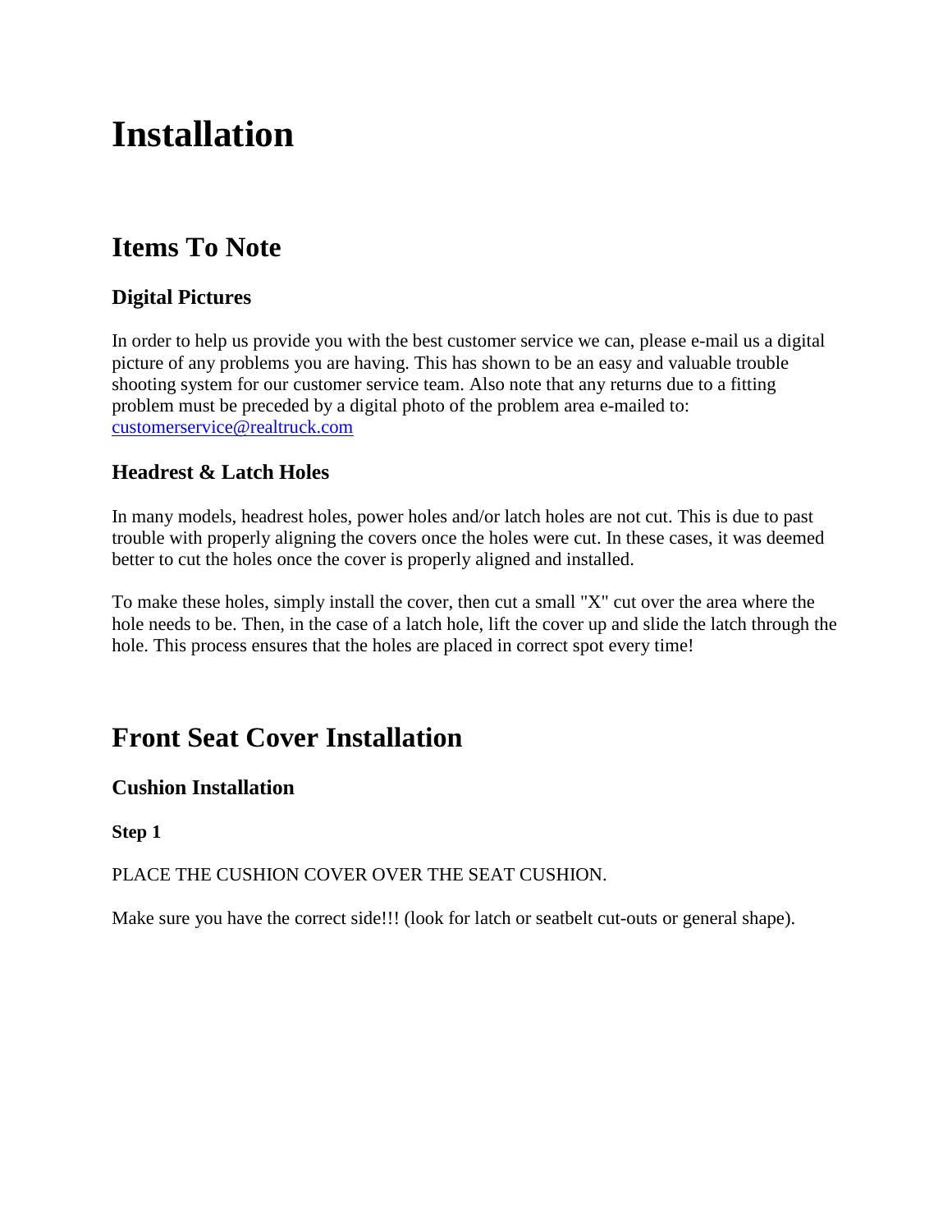# Installation

## Items To Note

### Digital Pictures

In order to help us provide you with the best customer service we can, please e-mail us a digital picture of any problems you are having. This has shown to be an easy and valuable trouble shooting system for our customer service team. Also note that any returns due to a fitting problem must be preceded by a digital photo of the problem area e-mailed to: customerservice@realtruck.com

### Headrest & Latch Holes

In many models, headrest holes, power holes and/or latch holes are not cut. This is due to past trouble with properly aligning the covers once the holes were cut. In these cases, it was deemed better to cut the holes once the cover is properly aligned and installed.

To make these holes, simply install the cover, then cut a small "X" cut over the area where the hole needs to be. Then, in the case of a latch hole, lift the cover up and slide the latch through the hole. This process ensures that the holes are placed in correct spot every time!

## Front Seat Cover Installation

### Cushion Installation

**Step 1**

PLACE THE CUSHION COVER OVER THE SEAT CUSHION.

Make sure you have the correct side!!! (look for latch or seatbelt cut-outs or general shape).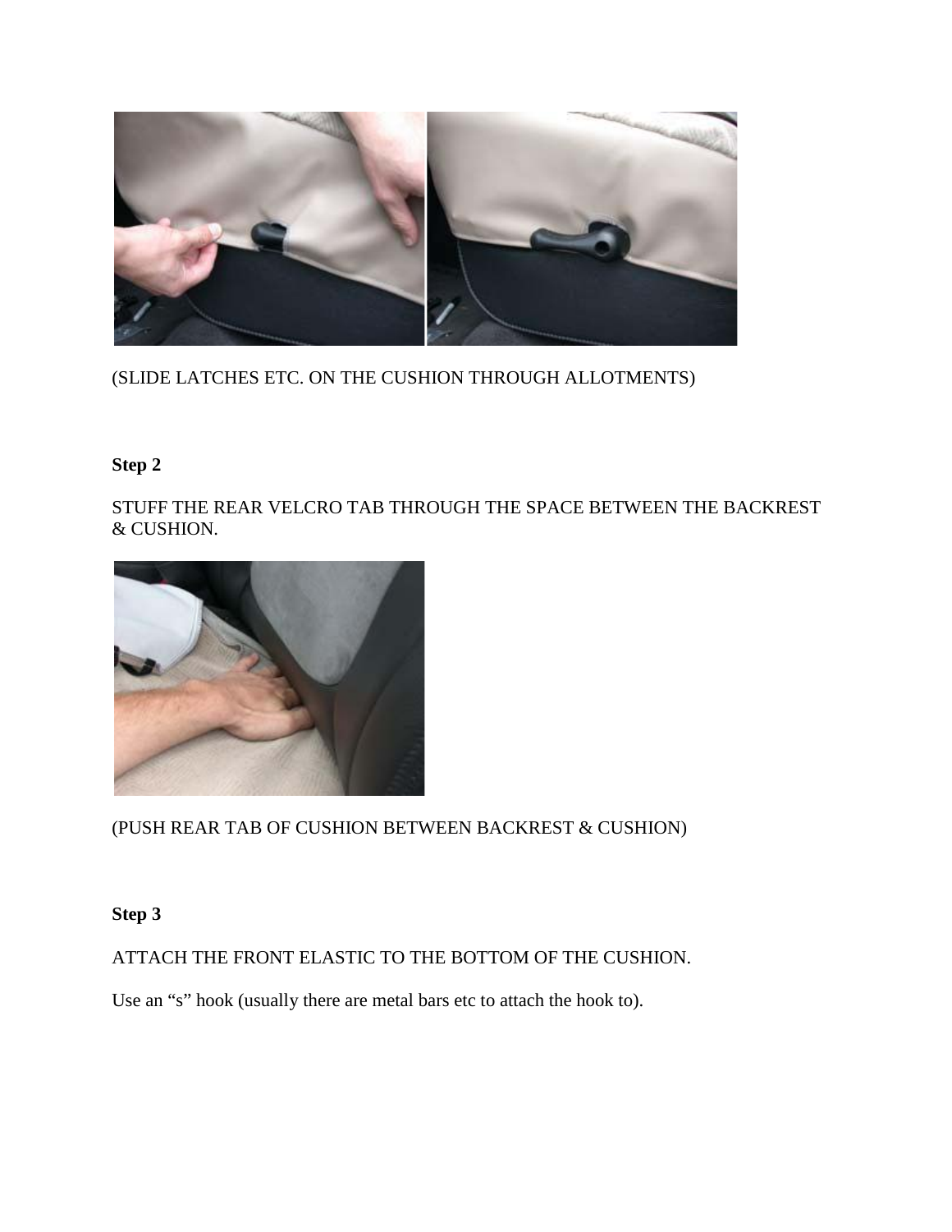(SLIDE LATCHES ETC. ON THE CUSHION THROUGH ALLOTMENTS)

**Step 2**

STUFF THE REAR VELCRO TAB THROUGH THE SPACE BETWEEN THE BACKREST & CUSHION.

(PUSH REAR TAB OF CUSHION BETWEEN BACKREST & CUSHION)

**Step 3**

ATTACH THE FRONT ELASTIC TO THE BOTTOM OF THE CUSHION.

Use an "s" hook (usually there are metal bars etc to attach the hook to).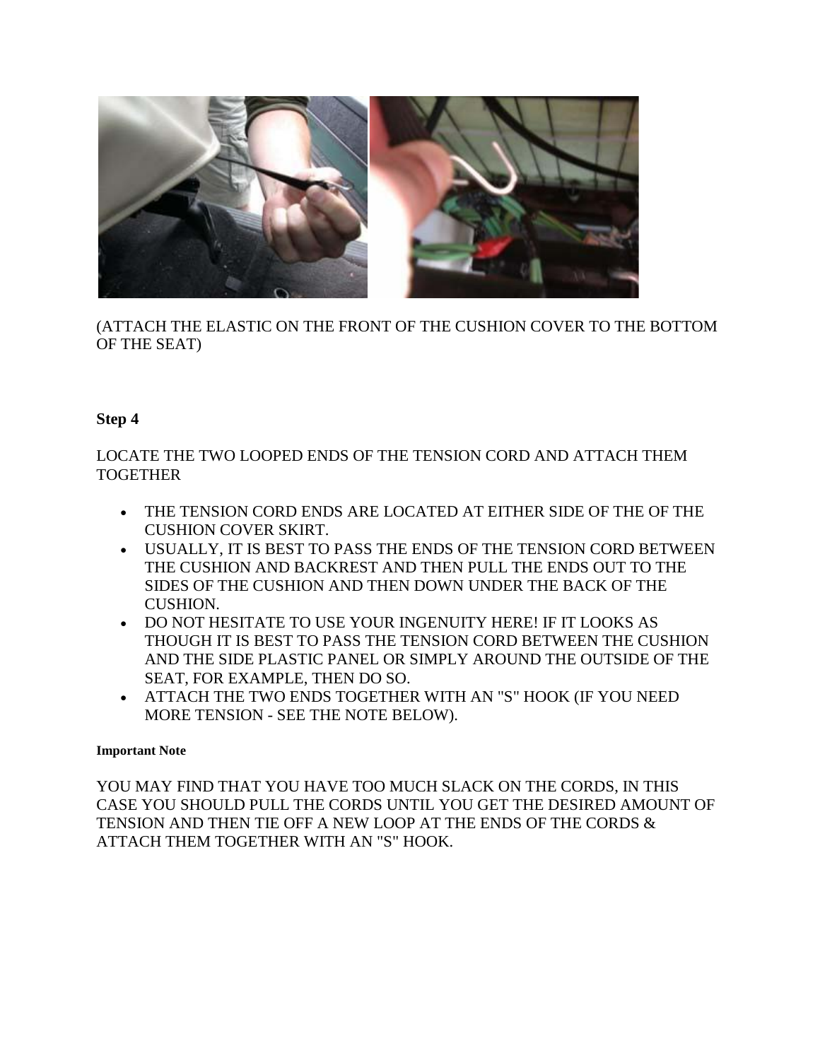(ATTACH THE ELASTIC ON THE FRONT OF THE CUSHION COVER TO THE BOTTOM OF THE SEAT)

**Step 4**

LOCATE THE TWO LOOPED ENDS OF THE TENSION CORD AND ATTACH THEM TOGETHER

- THE TENSION CORD ENDS ARE LOCATED AT EITHER SIDE OF THE OF THE CUSHION COVER SKIRT.
- USUALLY, IT IS BEST TO PASS THE ENDS OF THE TENSION CORD BETWEEN THE CUSHION AND BACKREST AND THEN PULL THE ENDS OUT TO THE SIDES OF THE CUSHION AND THEN DOWN UNDER THE BACK OF THE CUSHION.
- DO NOT HESITATE TO USE YOUR INGENUITY HERE! IF IT LOOKS AS THOUGH IT IS BEST TO PASS THE TENSION CORD BETWEEN THE CUSHION AND THE SIDE PLASTIC PANEL OR SIMPLY AROUND THE OUTSIDE OF THE SEAT, FOR EXAMPLE, THEN DO SO.
- ATTACH THE TWO ENDS TOGETHER WITH AN "S" HOOK (IF YOU NEED MORE TENSION - SEE THE NOTE BELOW).

**Important Note**

YOU MAY FIND THAT YOU HAVE TOO MUCH SLACK ON THE CORDS, IN THIS CASE YOU SHOULD PULL THE CORDS UNTIL YOU GET THE DESIRED AMOUNT OF TENSION AND THEN TIE OFF A NEW LOOP AT THE ENDS OF THE CORDS & ATTACH THEM TOGETHER WITH AN "S" HOOK.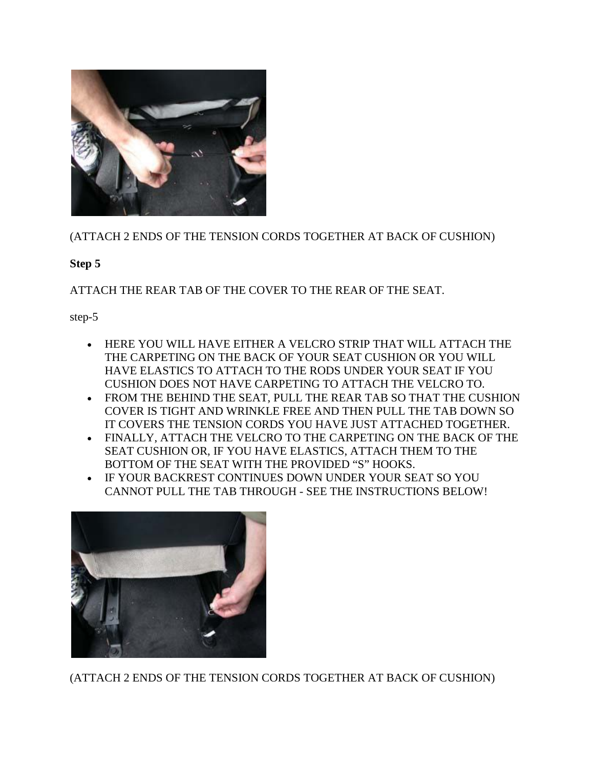(ATTACH 2 ENDS OF THE TENSION CORDS TOGETHER AT BACK OF CUSHION)

**Step 5**

ATTACH THE REAR TAB OF THE COVER TO THE REAR OF THE SEAT.

step-5

- HERE YOU WILL HAVE EITHER A VELCRO STRIP THAT WILL ATTACH THE THE CARPETING ON THE BACK OF YOUR SEAT CUSHION OR YOU WILL HAVE ELASTICS TO ATTACH TO THE RODS UNDER YOUR SEAT IF YOU CUSHION DOES NOT HAVE CARPETING TO ATTACH THE VELCRO TO.
- FROM THE BEHIND THE SEAT, PULL THE REAR TAB SO THAT THE CUSHION COVER IS TIGHT AND WRINKLE FREE AND THEN PULL THE TAB DOWN SO IT COVERS THE TENSION CORDS YOU HAVE JUST ATTACHED TOGETHER.
- FINALLY, ATTACH THE VELCRO TO THE CARPETING ON THE BACK OF THE SEAT CUSHION OR, IF YOU HAVE ELASTICS, ATTACH THEM TO THE BOTTOM OF THE SEAT WITH THE PROVIDED “S” HOOKS.
- IF YOUR BACKREST CONTINUES DOWN UNDER YOUR SEAT SO YOU CANNOT PULL THE TAB THROUGH - SEE THE INSTRUCTIONS BELOW!

(ATTACH 2 ENDS OF THE TENSION CORDS TOGETHER AT BACK OF CUSHION)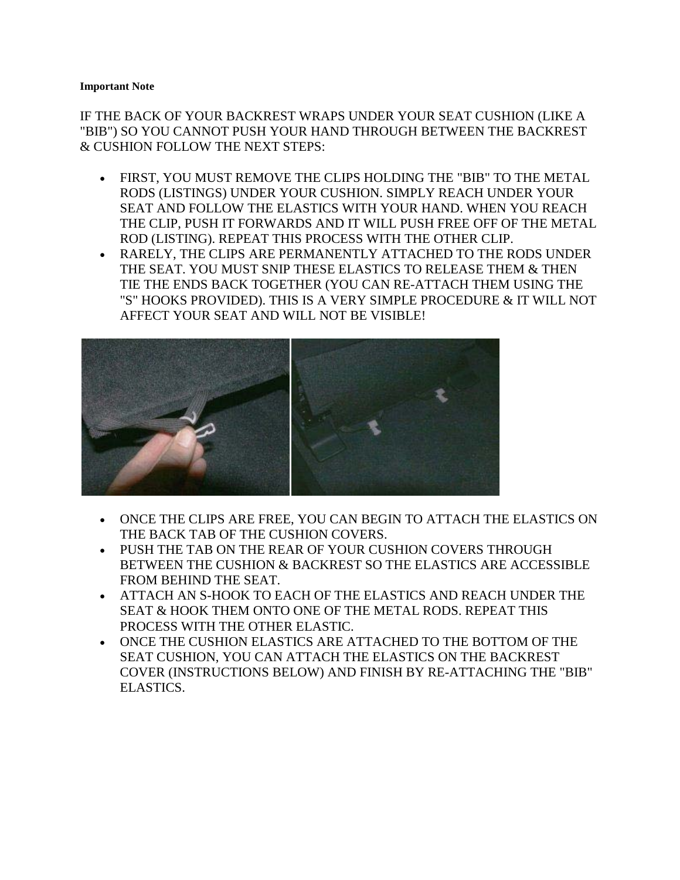**Important Note**

IF THE BACK OF YOUR BACKREST WRAPS UNDER YOUR SEAT CUSHION (LIKE A "BIB") SO YOU CANNOT PUSH YOUR HAND THROUGH BETWEEN THE BACKREST & CUSHION FOLLOW THE NEXT STEPS:

- FIRST, YOU MUST REMOVE THE CLIPS HOLDING THE "BIB" TO THE METAL RODS (LISTINGS) UNDER YOUR CUSHION. SIMPLY REACH UNDER YOUR SEAT AND FOLLOW THE ELASTICS WITH YOUR HAND. WHEN YOU REACH THE CLIP, PUSH IT FORWARDS AND IT WILL PUSH FREE OFF OF THE METAL ROD (LISTING). REPEAT THIS PROCESS WITH THE OTHER CLIP.
- RARELY, THE CLIPS ARE PERMANENTLY ATTACHED TO THE RODS UNDER THE SEAT. YOU MUST SNIP THESE ELASTICS TO RELEASE THEM & THEN TIE THE ENDS BACK TOGETHER (YOU CAN RE-ATTACH THEM USING THE "S" HOOKS PROVIDED). THIS IS A VERY SIMPLE PROCEDURE & IT WILL NOT AFFECT YOUR SEAT AND WILL NOT BE VISIBLE!

- ONCE THE CLIPS ARE FREE, YOU CAN BEGIN TO ATTACH THE ELASTICS ON THE BACK TAB OF THE CUSHION COVERS.
- PUSH THE TAB ON THE REAR OF YOUR CUSHION COVERS THROUGH BETWEEN THE CUSHION & BACKREST SO THE ELASTICS ARE ACCESSIBLE FROM BEHIND THE SEAT.
- ATTACH AN S-HOOK TO EACH OF THE ELASTICS AND REACH UNDER THE SEAT & HOOK THEM ONTO ONE OF THE METAL RODS. REPEAT THIS PROCESS WITH THE OTHER ELASTIC.
- ONCE THE CUSHION ELASTICS ARE ATTACHED TO THE BOTTOM OF THE SEAT CUSHION, YOU CAN ATTACH THE ELASTICS ON THE BACKREST COVER (INSTRUCTIONS BELOW) AND FINISH BY RE-ATTACHING THE "BIB" ELASTICS.